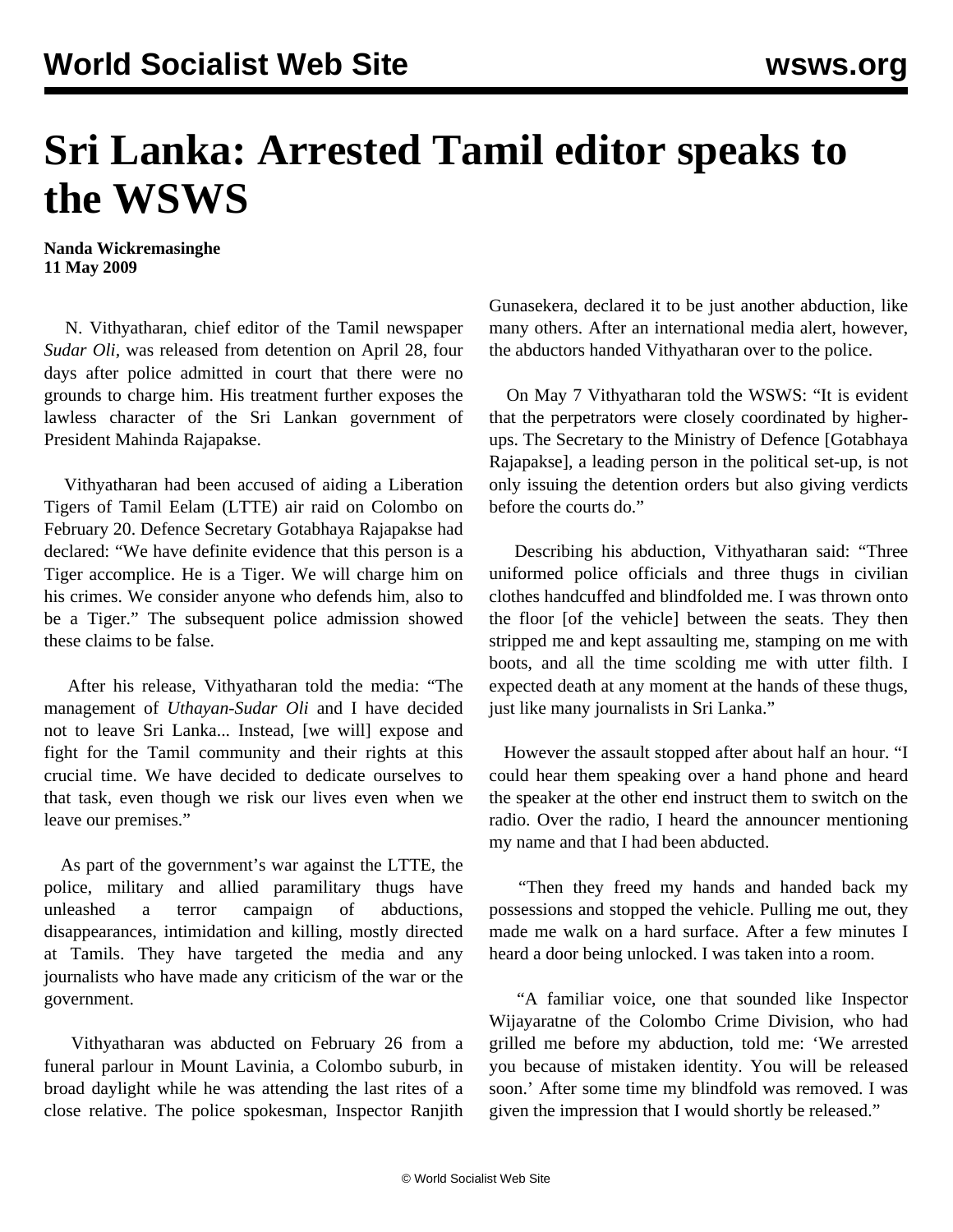# Sri Lanka: Arrested Tamil editor speaks to the WSWS

**Nanda Wickremasinghe**
**11 May 2009**

N. Vithyatharan, chief editor of the Tamil newspaper *Sudar Oli*, was released from detention on April 28, four days after police admitted in court that there were no grounds to charge him. His treatment further exposes the lawless character of the Sri Lankan government of President Mahinda Rajapakse.

Vithyatharan had been accused of aiding a Liberation Tigers of Tamil Eelam (LTTE) air raid on Colombo on February 20. Defence Secretary Gotabhaya Rajapakse had declared: "We have definite evidence that this person is a Tiger accomplice. He is a Tiger. We will charge him on his crimes. We consider anyone who defends him, also to be a Tiger." The subsequent police admission showed these claims to be false.

After his release, Vithyatharan told the media: "The management of *Uthayan-Sudar Oli* and I have decided not to leave Sri Lanka... Instead, [we will] expose and fight for the Tamil community and their rights at this crucial time. We have decided to dedicate ourselves to that task, even though we risk our lives even when we leave our premises."

As part of the government's war against the LTTE, the police, military and allied paramilitary thugs have unleashed a terror campaign of abductions, disappearances, intimidation and killing, mostly directed at Tamils. They have targeted the media and any journalists who have made any criticism of the war or the government.

Vithyatharan was abducted on February 26 from a funeral parlour in Mount Lavinia, a Colombo suburb, in broad daylight while he was attending the last rites of a close relative. The police spokesman, Inspector Ranjith Gunasekera, declared it to be just another abduction, like many others. After an international media alert, however, the abductors handed Vithyatharan over to the police.

On May 7 Vithyatharan told the WSWS: "It is evident that the perpetrators were closely coordinated by higher-ups. The Secretary to the Ministry of Defence [Gotabhaya Rajapakse], a leading person in the political set-up, is not only issuing the detention orders but also giving verdicts before the courts do."

Describing his abduction, Vithyatharan said: "Three uniformed police officials and three thugs in civilian clothes handcuffed and blindfolded me. I was thrown onto the floor [of the vehicle] between the seats. They then stripped me and kept assaulting me, stamping on me with boots, and all the time scolding me with utter filth. I expected death at any moment at the hands of these thugs, just like many journalists in Sri Lanka."

However the assault stopped after about half an hour. "I could hear them speaking over a hand phone and heard the speaker at the other end instruct them to switch on the radio. Over the radio, I heard the announcer mentioning my name and that I had been abducted.

"Then they freed my hands and handed back my possessions and stopped the vehicle. Pulling me out, they made me walk on a hard surface. After a few minutes I heard a door being unlocked. I was taken into a room.

"A familiar voice, one that sounded like Inspector Wijayaratne of the Colombo Crime Division, who had grilled me before my abduction, told me: 'We arrested you because of mistaken identity. You will be released soon.' After some time my blindfold was removed. I was given the impression that I would shortly be released."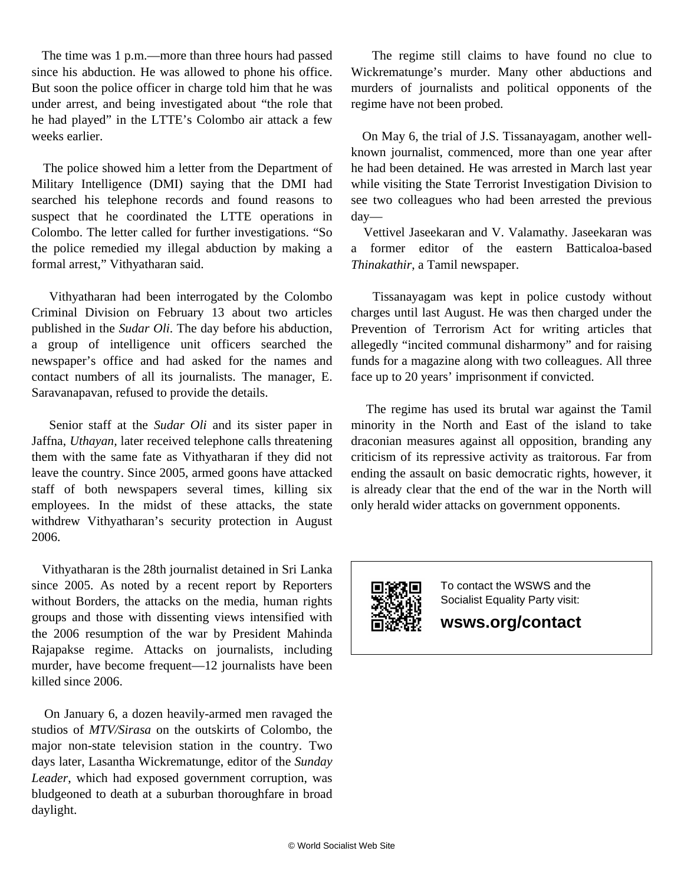The time was 1 p.m.—more than three hours had passed since his abduction. He was allowed to phone his office. But soon the police officer in charge told him that he was under arrest, and being investigated about "the role that he had played" in the LTTE's Colombo air attack a few weeks earlier.

The police showed him a letter from the Department of Military Intelligence (DMI) saying that the DMI had searched his telephone records and found reasons to suspect that he coordinated the LTTE operations in Colombo. The letter called for further investigations. "So the police remedied my illegal abduction by making a formal arrest," Vithyatharan said.

Vithyatharan had been interrogated by the Colombo Criminal Division on February 13 about two articles published in the *Sudar Oli*. The day before his abduction, a group of intelligence unit officers searched the newspaper's office and had asked for the names and contact numbers of all its journalists. The manager, E. Saravanapavan, refused to provide the details.

Senior staff at the *Sudar Oli* and its sister paper in Jaffna, *Uthayan*, later received telephone calls threatening them with the same fate as Vithyatharan if they did not leave the country. Since 2005, armed goons have attacked staff of both newspapers several times, killing six employees. In the midst of these attacks, the state withdrew Vithyatharan's security protection in August 2006.

Vithyatharan is the 28th journalist detained in Sri Lanka since 2005. As noted by a recent report by Reporters without Borders, the attacks on the media, human rights groups and those with dissenting views intensified with the 2006 resumption of the war by President Mahinda Rajapakse regime. Attacks on journalists, including murder, have become frequent—12 journalists have been killed since 2006.

On January 6, a dozen heavily-armed men ravaged the studios of *MTV/Sirasa* on the outskirts of Colombo, the major non-state television station in the country. Two days later, Lasantha Wickrematunge, editor of the *Sunday Leader*, which had exposed government corruption, was bludgeoned to death at a suburban thoroughfare in broad daylight.

The regime still claims to have found no clue to Wickrematunge's murder. Many other abductions and murders of journalists and political opponents of the regime have not been probed.

On May 6, the trial of J.S. Tissanayagam, another well-known journalist, commenced, more than one year after he had been detained. He was arrested in March last year while visiting the State Terrorist Investigation Division to see two colleagues who had been arrested the previous day—

Vettivel Jaseekaran and V. Valamathy. Jaseekaran was a former editor of the eastern Batticaloa-based *Thinakathir*, a Tamil newspaper.

Tissanayagam was kept in police custody without charges until last August. He was then charged under the Prevention of Terrorism Act for writing articles that allegedly "incited communal disharmony" and for raising funds for a magazine along with two colleagues. All three face up to 20 years' imprisonment if convicted.

The regime has used its brutal war against the Tamil minority in the North and East of the island to take draconian measures against all opposition, branding any criticism of its repressive activity as traitorous. Far from ending the assault on basic democratic rights, however, it is already clear that the end of the war in the North will only herald wider attacks on government opponents.

To contact the WSWS and the Socialist Equality Party visit:

**wsws.org/contact**